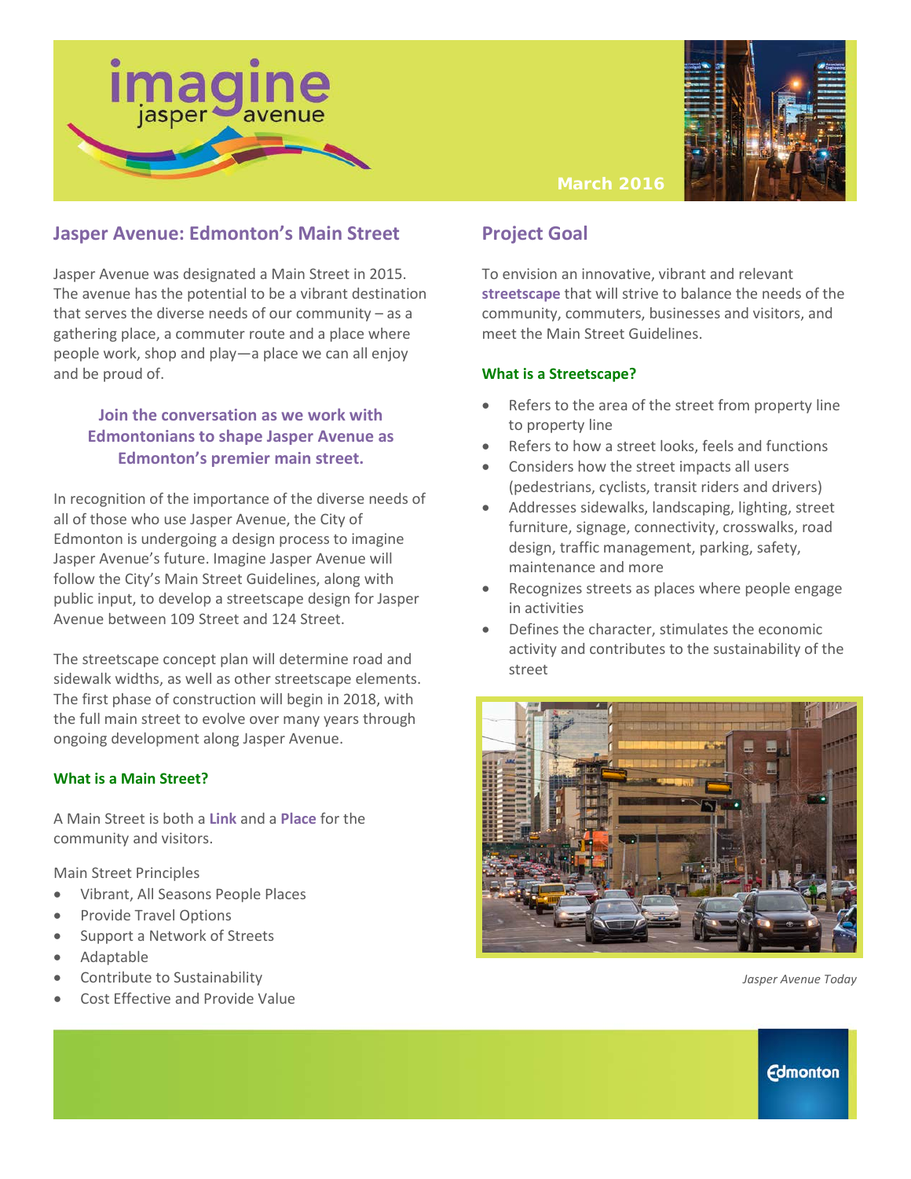# imagine jasper avenue

March 2016

## Jasper Avenue: Edmonton's Main Street

Jasper Avenue was designated a Main Street in 2015. The avenue has the potential to be a vibrant destination that serves the diverse needs of our community – as a gathering place, a commuter route and a place where people work, shop and play—a place we can all enjoy and be proud of.

**Join the conversation as we work with Edmontonians to shape Jasper Avenue as Edmonton's premier main street.**

In recognition of the importance of the diverse needs of all of those who use Jasper Avenue, the City of Edmonton is undergoing a design process to imagine Jasper Avenue's future. Imagine Jasper Avenue will follow the City's Main Street Guidelines, along with public input, to develop a streetscape design for Jasper Avenue between 109 Street and 124 Street.

The streetscape concept plan will determine road and sidewalk widths, as well as other streetscape elements. The first phase of construction will begin in 2018, with the full main street to evolve over many years through ongoing development along Jasper Avenue.

### What is a Main Street?

A Main Street is both a **Link** and a **Place** for the community and visitors.

Main Street Principles

- Vibrant, All Seasons People Places
- Provide Travel Options
- Support a Network of Streets
- Adaptable
- Contribute to Sustainability
- Cost Effective and Provide Value

## Project Goal

To envision an innovative, vibrant and relevant **streetscape** that will strive to balance the needs of the community, commuters, businesses and visitors, and meet the Main Street Guidelines.

### What is a Streetscape?

- Refers to the area of the street from property line to property line
- Refers to how a street looks, feels and functions
- Considers how the street impacts all users (pedestrians, cyclists, transit riders and drivers)
- Addresses sidewalks, landscaping, lighting, street furniture, signage, connectivity, crosswalks, road design, traffic management, parking, safety, maintenance and more
- Recognizes streets as places where people engage in activities
- Defines the character, stimulates the economic activity and contributes to the sustainability of the street

*Jasper Avenue Today*

Edmonton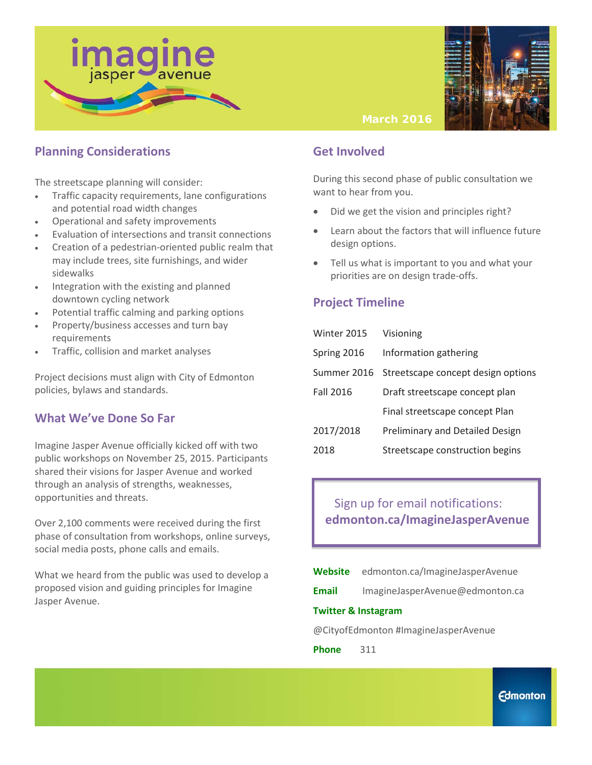# imagine jasper avenue

March 2016

## Planning Considerations

The streetscape planning will consider:

- Traffic capacity requirements, lane configurations and potential road width changes
- Operational and safety improvements
- Evaluation of intersections and transit connections
- Creation of a pedestrian-oriented public realm that may include trees, site furnishings, and wider sidewalks
- Integration with the existing and planned downtown cycling network
- Potential traffic calming and parking options
- Property/business accesses and turn bay requirements
- Traffic, collision and market analyses

Project decisions must align with City of Edmonton policies, bylaws and standards.

## What We've Done So Far

Imagine Jasper Avenue officially kicked off with two public workshops on November 25, 2015. Participants shared their visions for Jasper Avenue and worked through an analysis of strengths, weaknesses, opportunities and threats.

Over 2,100 comments were received during the first phase of consultation from workshops, online surveys, social media posts, phone calls and emails.

What we heard from the public was used to develop a proposed vision and guiding principles for Imagine Jasper Avenue.

## Get Involved

During this second phase of public consultation we want to hear from you.

- Did we get the vision and principles right?
- Learn about the factors that will influence future design options.
- Tell us what is important to you and what your priorities are on design trade-offs.

## Project Timeline

| | |
|---|---|
| Winter 2015 | Visioning |
| Spring 2016 | Information gathering |
| Summer 2016 | Streetscape concept design options |
| Fall 2016 | Draft streetscape concept plan |
| | Final streetscape concept Plan |
| 2017/2018 | Preliminary and Detailed Design |
| 2018 | Streetscape construction begins |

Sign up for email notifications:
**edmonton.ca/ImagineJasperAvenue**

**Website** edmonton.ca/ImagineJasperAvenue

**Email** ImagineJasperAvenue@edmonton.ca

**Twitter & Instagram**

@CityofEdmonton #ImagineJasperAvenue

**Phone** 311

Edmonton